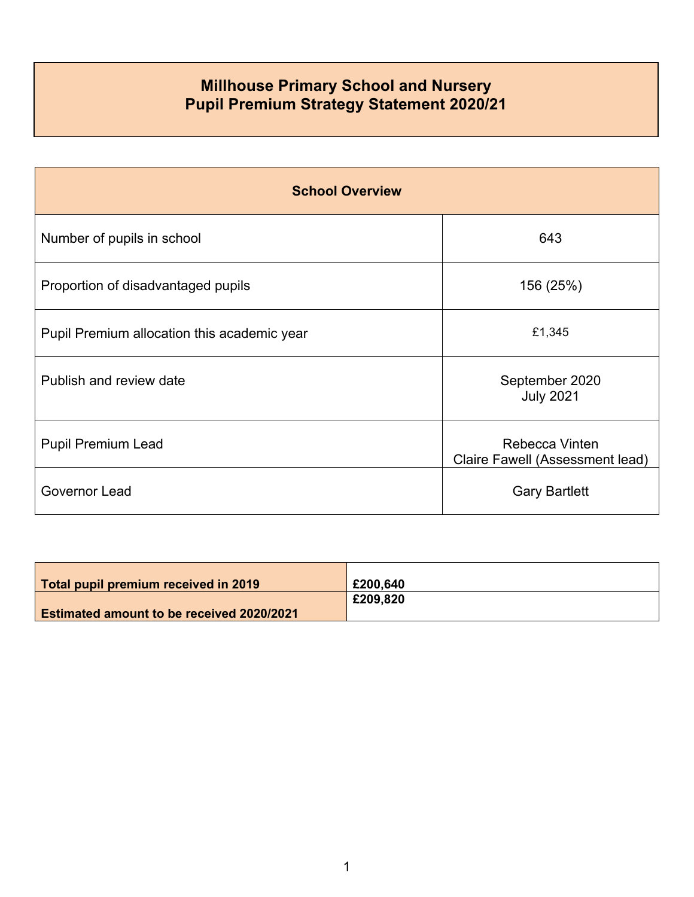# Millhouse Primary School and Nursery
# Pupil Premium Strategy Statement 2020/21

| School Overview | |
|---|---|
| Number of pupils in school | 643 |
| Proportion of disadvantaged pupils | 156 (25%) |
| Pupil Premium allocation this academic year | £1,345 |
| Publish and review date | September 2020<br>July 2021 |
| Pupil Premium Lead | Rebecca Vinten<br>Claire Fawell (Assessment lead) |
| Governor Lead | Gary Bartlett |

| | |
|---|---|
| **Total pupil premium received in 2019** | **£200,640** |
| **Estimated amount to be received 2020/2021** | **£209,820** |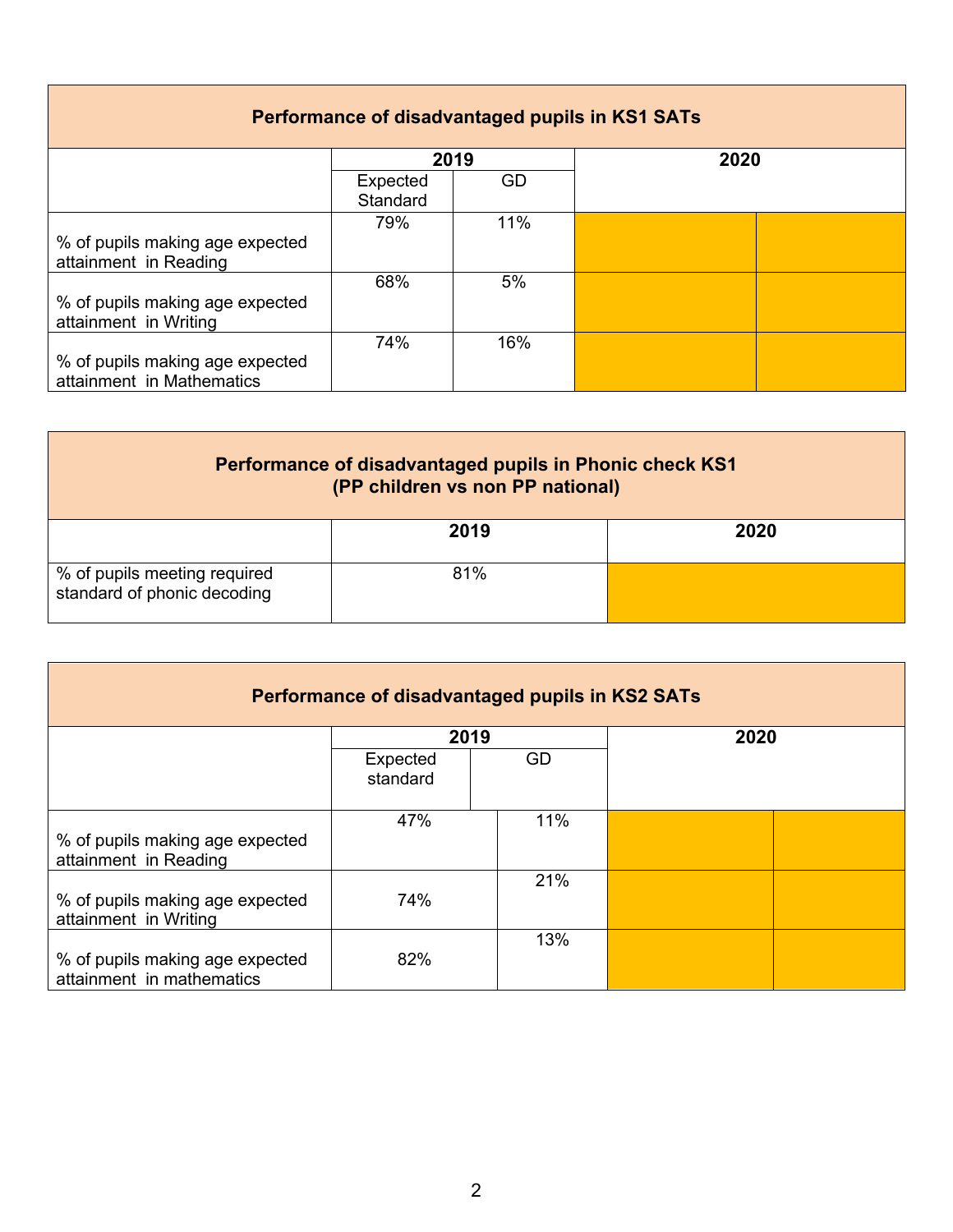| Performance of disadvantaged pupils in KS1 SATs | | | | |
|---|---|---|---|---|
| | 2019 | | 2020 | |
| | Expected Standard | GD | | |
| % of pupils making age expected attainment in Reading | 79% | 11% | | |
| % of pupils making age expected attainment in Writing | 68% | 5% | | |
| % of pupils making age expected attainment in Mathematics | 74% | 16% | | |

| Performance of disadvantaged pupils in Phonic check KS1 (PP children vs non PP national) | | |
|---|---|---|
| | 2019 | 2020 |
| % of pupils meeting required standard of phonic decoding | 81% | |

| Performance of disadvantaged pupils in KS2 SATs | | | | |
|---|---|---|---|---|
| | 2019 | | 2020 | |
| | Expected standard | GD | | |
| % of pupils making age expected attainment in Reading | 47% | 11% | | |
| % of pupils making age expected attainment in Writing | 74% | 21% | | |
| % of pupils making age expected attainment in mathematics | 82% | 13% | | |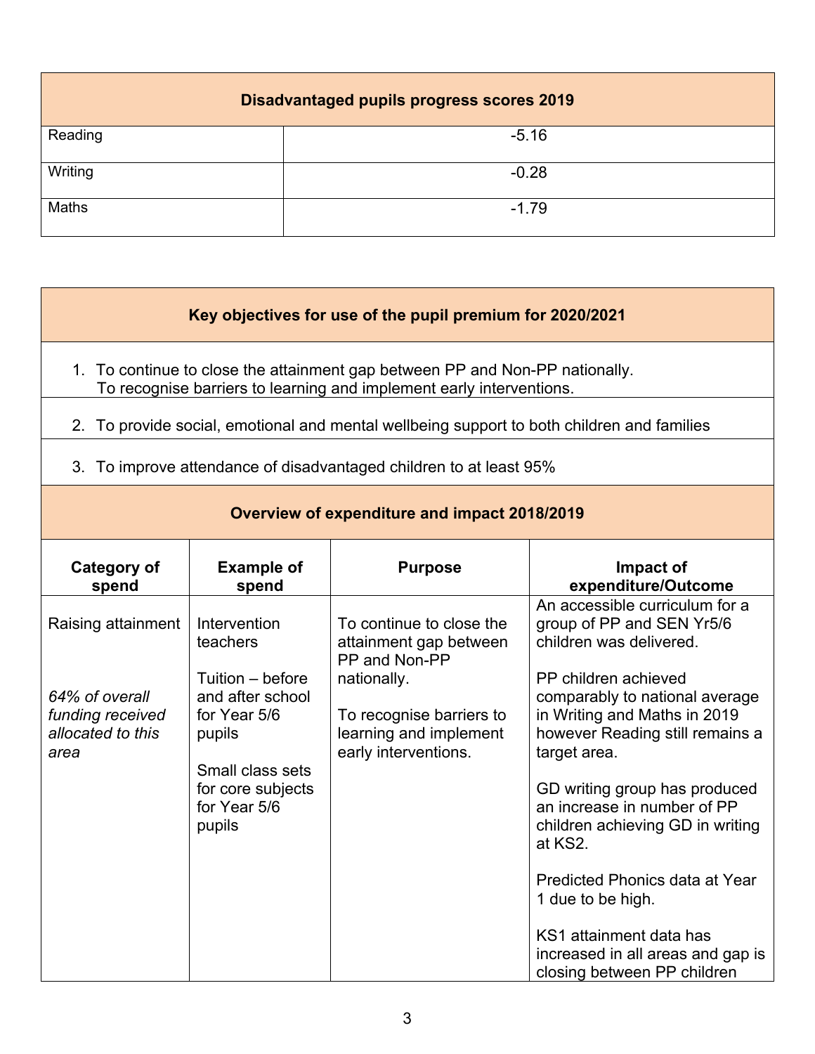| Disadvantaged pupils progress scores 2019 | |
|---|---|
| Reading | -5.16 |
| Writing | -0.28 |
| Maths | -1.79 |

| Key objectives for use of the pupil premium for 2020/2021 |
|---|
| 1. To continue to close the attainment gap between PP and Non-PP nationally. To recognise barriers to learning and implement early interventions. |
| 2. To provide social, emotional and mental wellbeing support to both children and families |
| 3. To improve attendance of disadvantaged children to at least 95% |

**Overview of expenditure and impact 2018/2019**

| Category of spend | Example of spend | Purpose | Impact of expenditure/Outcome |
|---|---|---|---|
| Raising attainment<br><br>*64% of overall funding received allocated to this area* | Intervention teachers<br><br>Tuition – before and after school for Year 5/6 pupils<br><br>Small class sets for core subjects for Year 5/6 pupils | To continue to close the attainment gap between PP and Non-PP nationally.<br><br>To recognise barriers to learning and implement early interventions. | An accessible curriculum for a group of PP and SEN Yr5/6 children was delivered.<br><br>PP children achieved comparably to national average in Writing and Maths in 2019 however Reading still remains a target area.<br><br>GD writing group has produced an increase in number of PP children achieving GD in writing at KS2.<br><br>Predicted Phonics data at Year 1 due to be high.<br><br>KS1 attainment data has increased in all areas and gap is closing between PP children |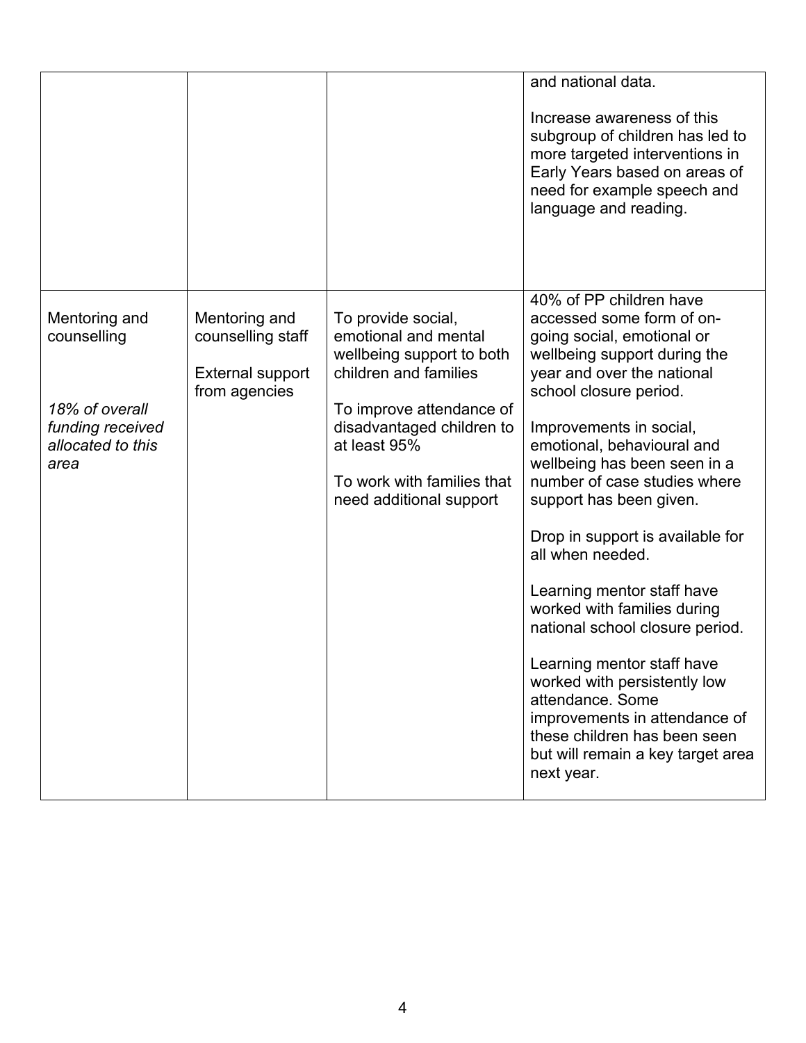| | | | |
|---|---|---|---|
| | | | and national data.<br><br>Increase awareness of this subgroup of children has led to more targeted interventions in Early Years based on areas of need for example speech and language and reading. |
| Mentoring and counselling<br><br>*18% of overall funding received allocated to this area* | Mentoring and counselling staff<br><br>External support from agencies | To provide social, emotional and mental wellbeing support to both children and families<br><br>To improve attendance of disadvantaged children to at least 95%<br><br>To work with families that need additional support | 40% of PP children have accessed some form of on-going social, emotional or wellbeing support during the year and over the national school closure period.<br><br>Improvements in social, emotional, behavioural and wellbeing has been seen in a number of case studies where support has been given.<br><br>Drop in support is available for all when needed.<br><br>Learning mentor staff have worked with families during national school closure period.<br><br>Learning mentor staff have worked with persistently low attendance. Some improvements in attendance of these children has been seen but will remain a key target area next year. |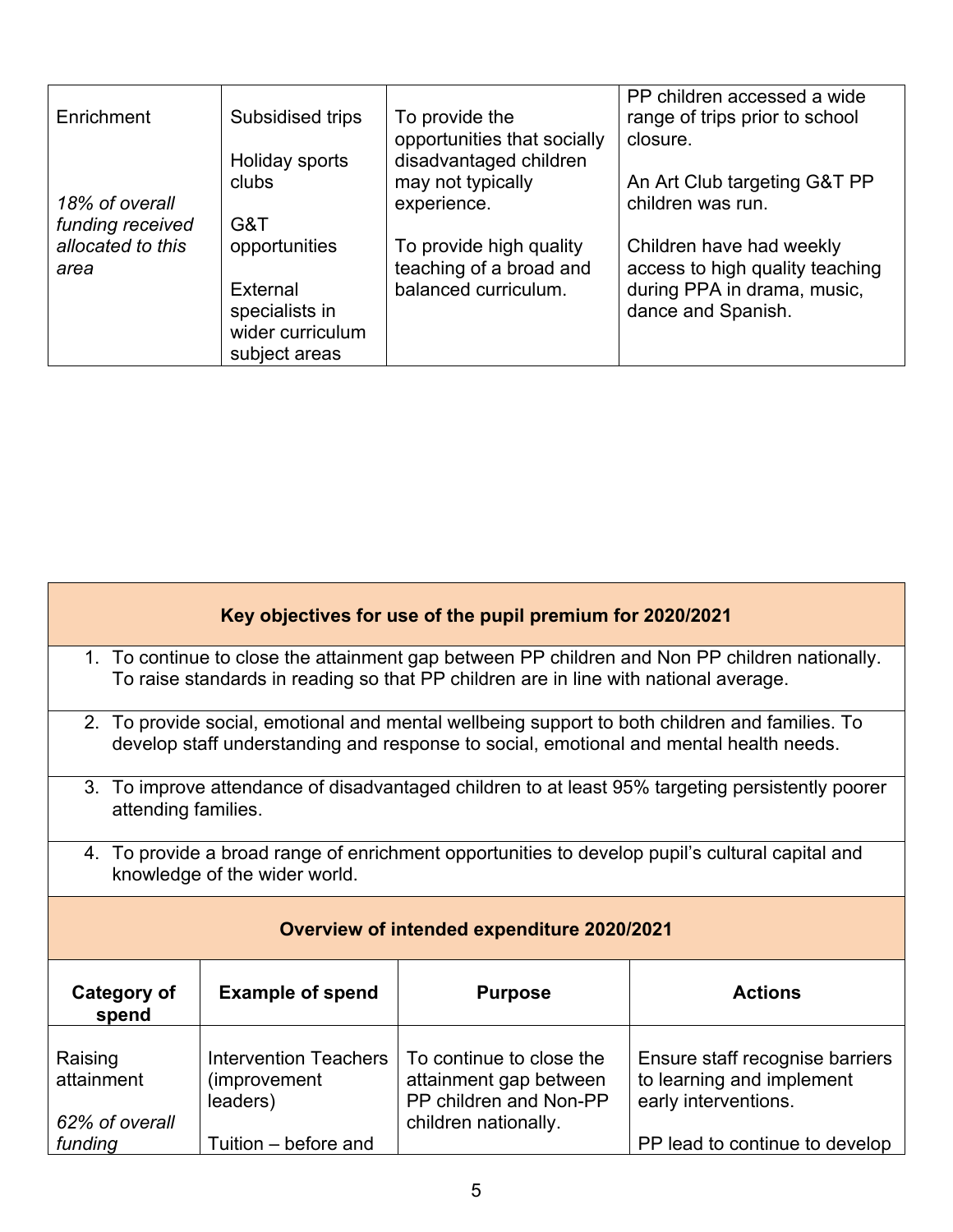| Enrichment<br><br>*18% of overall funding received allocated to this area* | Subsidised trips<br><br>Holiday sports clubs<br><br>G&T opportunities<br><br>External specialists in wider curriculum subject areas | To provide the opportunities that socially disadvantaged children may not typically experience.<br><br>To provide high quality teaching of a broad and balanced curriculum. | PP children accessed a wide range of trips prior to school closure.<br><br>An Art Club targeting G&T PP children was run.<br><br>Children have had weekly access to high quality teaching during PPA in drama, music, dance and Spanish. |
|---|---|---|---|

| **Key objectives for use of the pupil premium for 2020/2021** |
|---|
| 1. To continue to close the attainment gap between PP children and Non PP children nationally. To raise standards in reading so that PP children are in line with national average. |
| 2. To provide social, emotional and mental wellbeing support to both children and families. To develop staff understanding and response to social, emotional and mental health needs. |
| 3. To improve attendance of disadvantaged children to at least 95% targeting persistently poorer attending families. |
| 4. To provide a broad range of enrichment opportunities to develop pupil's cultural capital and knowledge of the wider world. |

**Overview of intended expenditure 2020/2021**

| Category of spend | Example of spend | Purpose | Actions |
|---|---|---|---|
| Raising attainment<br><br>*62% of overall funding* | Intervention Teachers (improvement leaders)<br><br>Tuition – before and | To continue to close the attainment gap between PP children and Non-PP children nationally. | Ensure staff recognise barriers to learning and implement early interventions.<br><br>PP lead to continue to develop |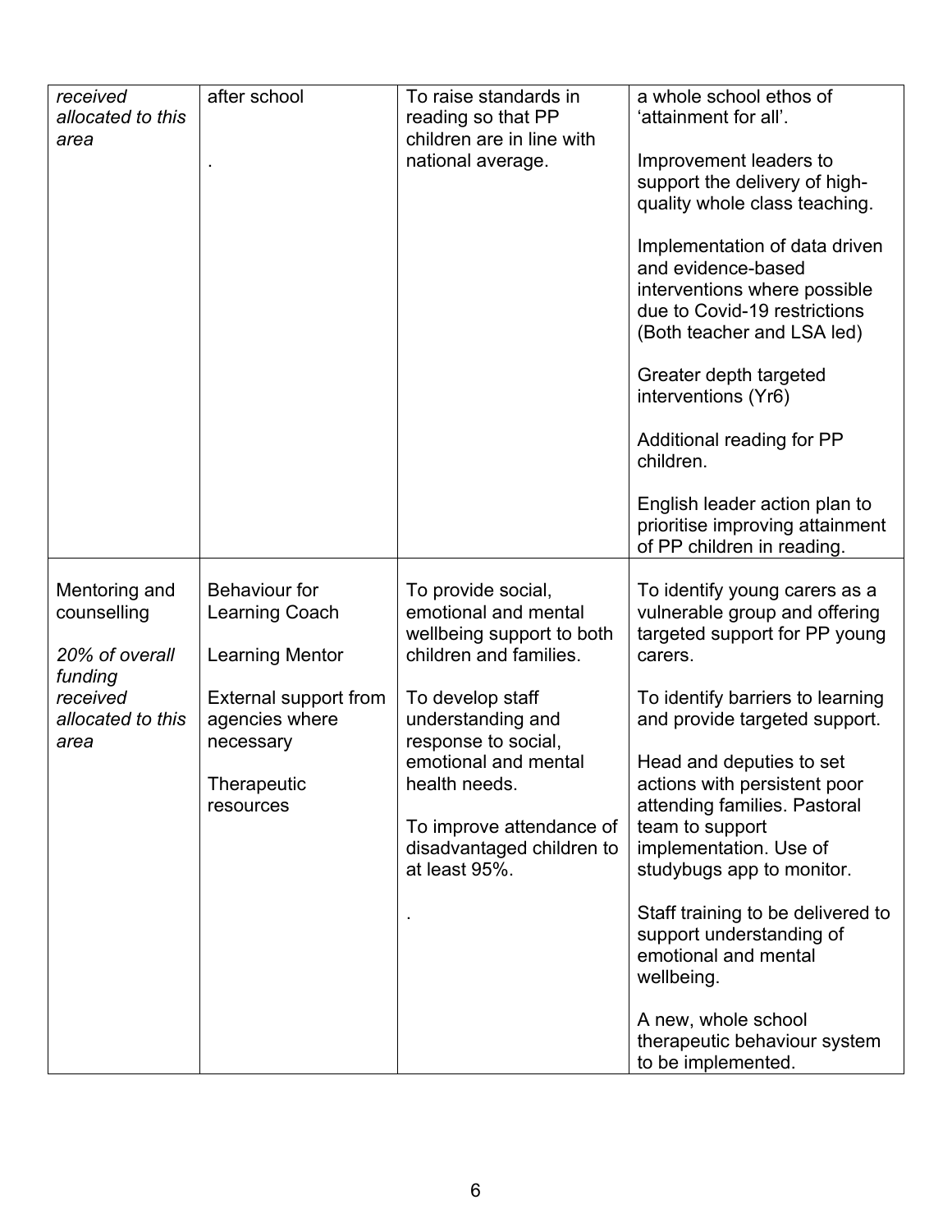| | | | |
|---|---|---|---|
| *received allocated to this area* | after school<br><br>. | To raise standards in reading so that PP children are in line with national average. | a whole school ethos of 'attainment for all'.<br><br>Improvement leaders to support the delivery of high-quality whole class teaching.<br><br>Implementation of data driven and evidence-based interventions where possible due to Covid-19 restrictions (Both teacher and LSA led)<br><br>Greater depth targeted interventions (Yr6)<br><br>Additional reading for PP children.<br><br>English leader action plan to prioritise improving attainment of PP children in reading. |
| Mentoring and counselling<br><br>*20% of overall funding received allocated to this area* | Behaviour for Learning Coach<br><br>Learning Mentor<br><br>External support from agencies where necessary<br><br>Therapeutic resources | To provide social, emotional and mental wellbeing support to both children and families.<br><br>To develop staff understanding and response to social, emotional and mental health needs.<br><br>To improve attendance of disadvantaged children to at least 95%.<br><br>. | To identify young carers as a vulnerable group and offering targeted support for PP young carers.<br><br>To identify barriers to learning and provide targeted support.<br><br>Head and deputies to set actions with persistent poor attending families. Pastoral team to support implementation. Use of studybugs app to monitor.<br><br>Staff training to be delivered to support understanding of emotional and mental wellbeing.<br><br>A new, whole school therapeutic behaviour system to be implemented. |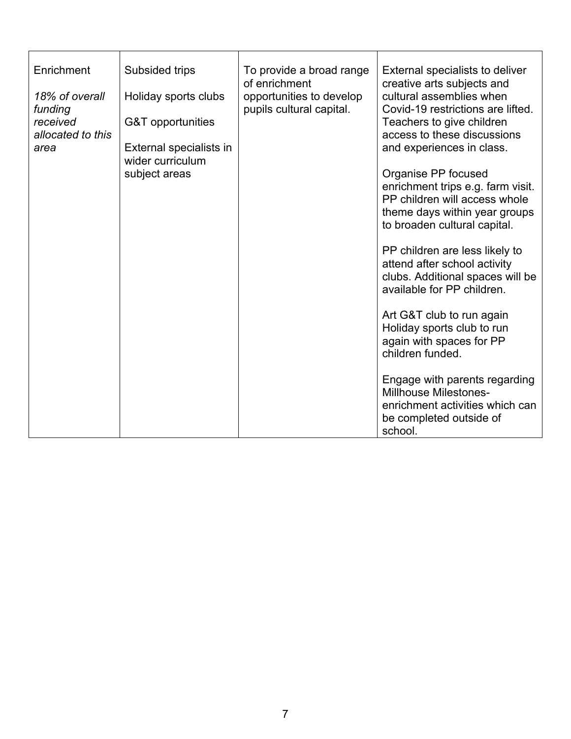| | | | |
|---|---|---|---|
| Enrichment<br><br>*18% of overall funding received allocated to this area* | Subsided trips<br><br>Holiday sports clubs<br><br>G&T opportunities<br><br>External specialists in wider curriculum subject areas | To provide a broad range of enrichment opportunities to develop pupils cultural capital. | External specialists to deliver creative arts subjects and cultural assemblies when Covid-19 restrictions are lifted. Teachers to give children access to these discussions and experiences in class.<br><br>Organise PP focused enrichment trips e.g. farm visit. PP children will access whole theme days within year groups to broaden cultural capital.<br><br>PP children are less likely to attend after school activity clubs. Additional spaces will be available for PP children.<br><br>Art G&T club to run again Holiday sports club to run again with spaces for PP children funded.<br><br>Engage with parents regarding Millhouse Milestones- enrichment activities which can be completed outside of school. |